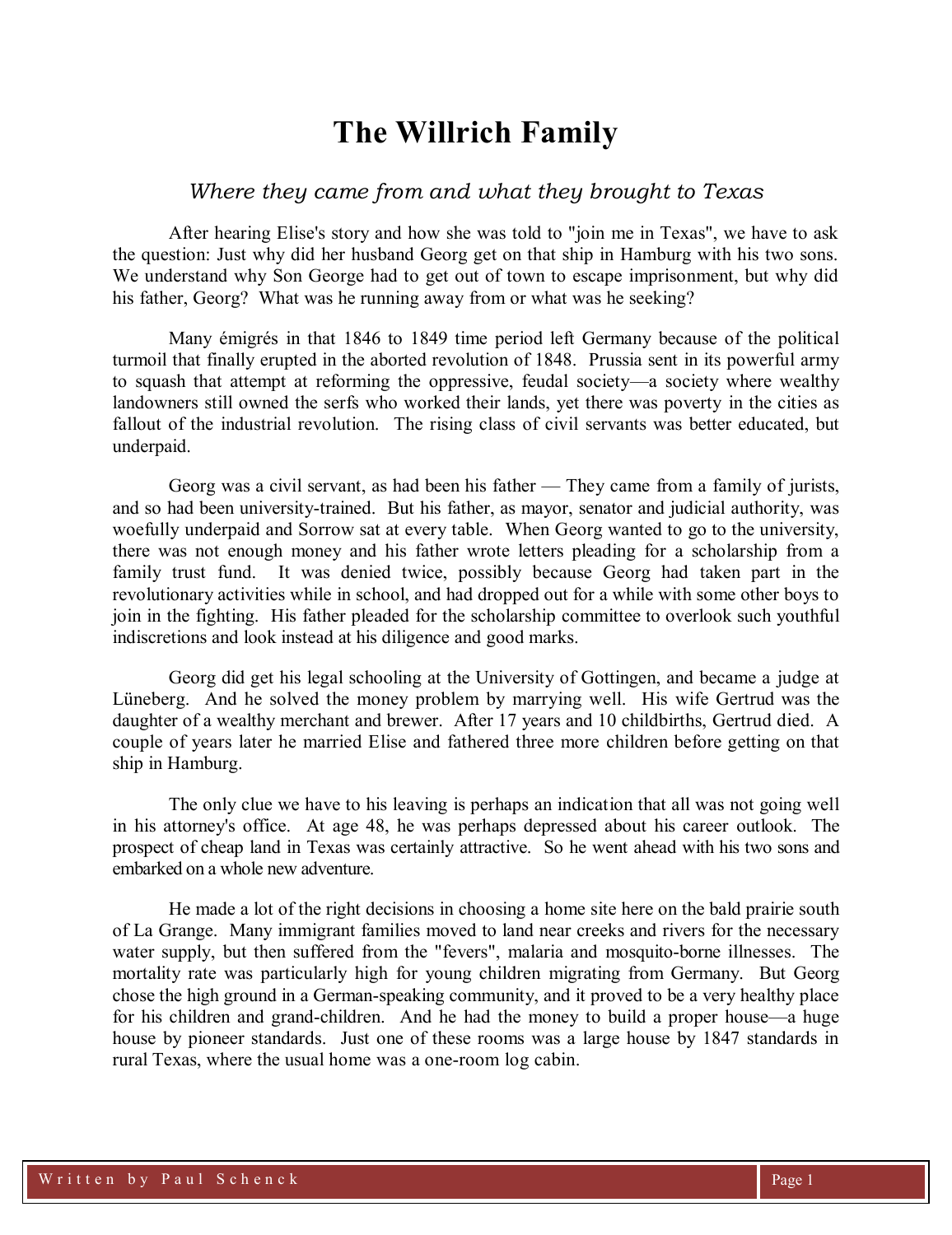# The Willrich Family

*Where they came from and what they brought to Texas*

After hearing Elise's story and how she was told to "join me in Texas", we have to ask the question: Just why did her husband Georg get on that ship in Hamburg with his two sons. We understand why Son George had to get out of town to escape imprisonment, but why did his father, Georg? What was he running away from or what was he seeking?

Many émigrés in that 1846 to 1849 time period left Germany because of the political turmoil that finally erupted in the aborted revolution of 1848. Prussia sent in its powerful army to squash that attempt at reforming the oppressive, feudal society—a society where wealthy landowners still owned the serfs who worked their lands, yet there was poverty in the cities as fallout of the industrial revolution. The rising class of civil servants was better educated, but underpaid.

Georg was a civil servant, as had been his father — They came from a family of jurists, and so had been university-trained. But his father, as mayor, senator and judicial authority, was woefully underpaid and Sorrow sat at every table. When Georg wanted to go to the university, there was not enough money and his father wrote letters pleading for a scholarship from a family trust fund. It was denied twice, possibly because Georg had taken part in the revolutionary activities while in school, and had dropped out for a while with some other boys to join in the fighting. His father pleaded for the scholarship committee to overlook such youthful indiscretions and look instead at his diligence and good marks.

Georg did get his legal schooling at the University of Gottingen, and became a judge at Lüneberg. And he solved the money problem by marrying well. His wife Gertrud was the daughter of a wealthy merchant and brewer. After 17 years and 10 childbirths, Gertrud died. A couple of years later he married Elise and fathered three more children before getting on that ship in Hamburg.

The only clue we have to his leaving is perhaps an indication that all was not going well in his attorney's office. At age 48, he was perhaps depressed about his career outlook. The prospect of cheap land in Texas was certainly attractive. So he went ahead with his two sons and embarked on a whole new adventure.

He made a lot of the right decisions in choosing a home site here on the bald prairie south of La Grange. Many immigrant families moved to land near creeks and rivers for the necessary water supply, but then suffered from the "fevers", malaria and mosquito-borne illnesses. The mortality rate was particularly high for young children migrating from Germany. But Georg chose the high ground in a German-speaking community, and it proved to be a very healthy place for his children and grand-children. And he had the money to build a proper house—a huge house by pioneer standards. Just one of these rooms was a large house by 1847 standards in rural Texas, where the usual home was a one-room log cabin.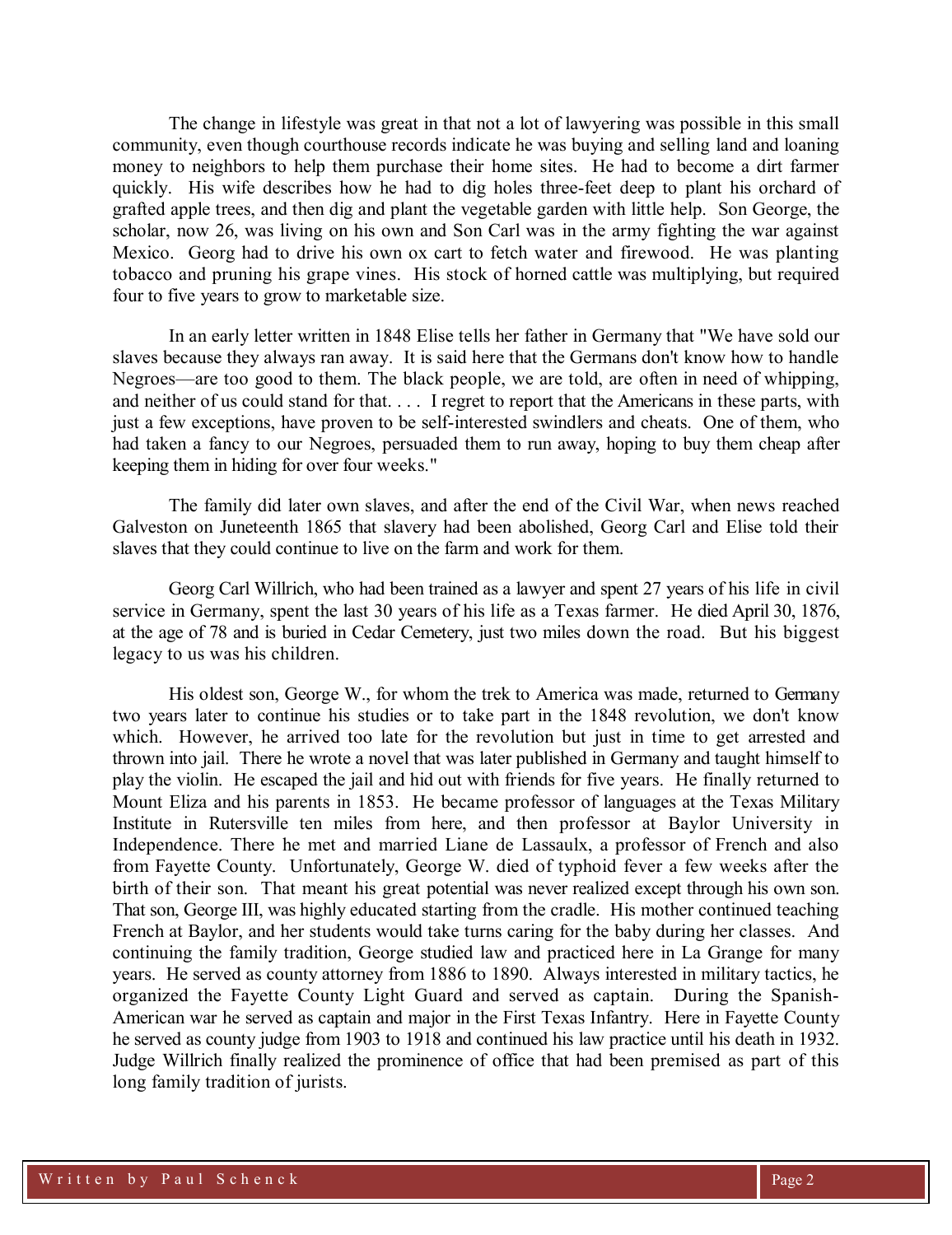The change in lifestyle was great in that not a lot of lawyering was possible in this small community, even though courthouse records indicate he was buying and selling land and loaning money to neighbors to help them purchase their home sites. He had to become a dirt farmer quickly. His wife describes how he had to dig holes three-feet deep to plant his orchard of grafted apple trees, and then dig and plant the vegetable garden with little help. Son George, the scholar, now 26, was living on his own and Son Carl was in the army fighting the war against Mexico. Georg had to drive his own ox cart to fetch water and firewood. He was planting tobacco and pruning his grape vines. His stock of horned cattle was multiplying, but required four to five years to grow to marketable size.

In an early letter written in 1848 Elise tells her father in Germany that "We have sold our slaves because they always ran away. It is said here that the Germans don't know how to handle Negroes—are too good to them. The black people, we are told, are often in need of whipping, and neither of us could stand for that. . . . I regret to report that the Americans in these parts, with just a few exceptions, have proven to be self-interested swindlers and cheats. One of them, who had taken a fancy to our Negroes, persuaded them to run away, hoping to buy them cheap after keeping them in hiding for over four weeks."

The family did later own slaves, and after the end of the Civil War, when news reached Galveston on Juneteenth 1865 that slavery had been abolished, Georg Carl and Elise told their slaves that they could continue to live on the farm and work for them.

Georg Carl Willrich, who had been trained as a lawyer and spent 27 years of his life in civil service in Germany, spent the last 30 years of his life as a Texas farmer. He died April 30, 1876, at the age of 78 and is buried in Cedar Cemetery, just two miles down the road. But his biggest legacy to us was his children.

His oldest son, George W., for whom the trek to America was made, returned to Germany two years later to continue his studies or to take part in the 1848 revolution, we don't know which. However, he arrived too late for the revolution but just in time to get arrested and thrown into jail. There he wrote a novel that was later published in Germany and taught himself to play the violin. He escaped the jail and hid out with friends for five years. He finally returned to Mount Eliza and his parents in 1853. He became professor of languages at the Texas Military Institute in Rutersville ten miles from here, and then professor at Baylor University in Independence. There he met and married Liane de Lassaulx, a professor of French and also from Fayette County. Unfortunately, George W. died of typhoid fever a few weeks after the birth of their son. That meant his great potential was never realized except through his own son. That son, George III, was highly educated starting from the cradle. His mother continued teaching French at Baylor, and her students would take turns caring for the baby during her classes. And continuing the family tradition, George studied law and practiced here in La Grange for many years. He served as county attorney from 1886 to 1890. Always interested in military tactics, he organized the Fayette County Light Guard and served as captain. During the Spanish-American war he served as captain and major in the First Texas Infantry. Here in Fayette County he served as county judge from 1903 to 1918 and continued his law practice until his death in 1932. Judge Willrich finally realized the prominence of office that had been premised as part of this long family tradition of jurists.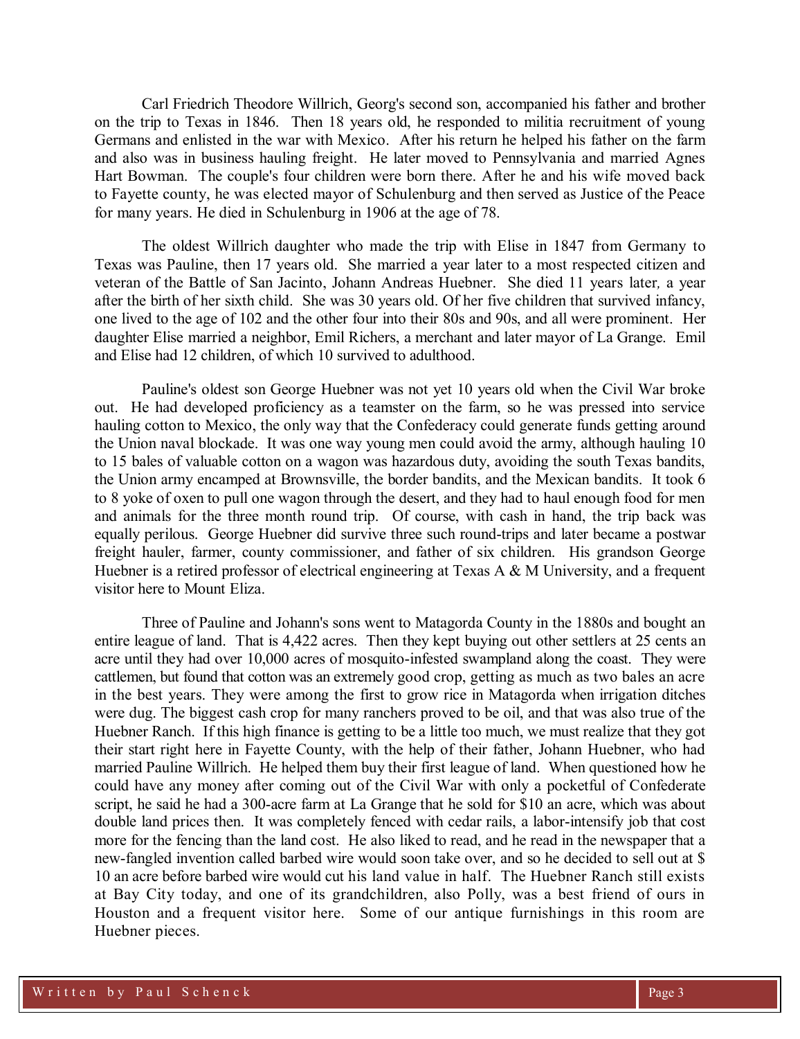Carl Friedrich Theodore Willrich, Georg's second son, accompanied his father and brother on the trip to Texas in 1846. Then 18 years old, he responded to militia recruitment of young Germans and enlisted in the war with Mexico. After his return he helped his father on the farm and also was in business hauling freight. He later moved to Pennsylvania and married Agnes Hart Bowman. The couple's four children were born there. After he and his wife moved back to Fayette county, he was elected mayor of Schulenburg and then served as Justice of the Peace for many years. He died in Schulenburg in 1906 at the age of 78.

The oldest Willrich daughter who made the trip with Elise in 1847 from Germany to Texas was Pauline, then 17 years old. She married a year later to a most respected citizen and veteran of the Battle of San Jacinto, Johann Andreas Huebner. She died 11 years later, a year after the birth of her sixth child. She was 30 years old. Of her five children that survived infancy, one lived to the age of 102 and the other four into their 80s and 90s, and all were prominent. Her daughter Elise married a neighbor, Emil Richers, a merchant and later mayor of La Grange. Emil and Elise had 12 children, of which 10 survived to adulthood.

Pauline's oldest son George Huebner was not yet 10 years old when the Civil War broke out. He had developed proficiency as a teamster on the farm, so he was pressed into service hauling cotton to Mexico, the only way that the Confederacy could generate funds getting around the Union naval blockade. It was one way young men could avoid the army, although hauling 10 to 15 bales of valuable cotton on a wagon was hazardous duty, avoiding the south Texas bandits, the Union army encamped at Brownsville, the border bandits, and the Mexican bandits. It took 6 to 8 yoke of oxen to pull one wagon through the desert, and they had to haul enough food for men and animals for the three month round trip. Of course, with cash in hand, the trip back was equally perilous. George Huebner did survive three such round-trips and later became a postwar freight hauler, farmer, county commissioner, and father of six children. His grandson George Huebner is a retired professor of electrical engineering at Texas A & M University, and a frequent visitor here to Mount Eliza.

Three of Pauline and Johann's sons went to Matagorda County in the 1880s and bought an entire league of land. That is 4,422 acres. Then they kept buying out other settlers at 25 cents an acre until they had over 10,000 acres of mosquito-infested swampland along the coast. They were cattlemen, but found that cotton was an extremely good crop, getting as much as two bales an acre in the best years. They were among the first to grow rice in Matagorda when irrigation ditches were dug. The biggest cash crop for many ranchers proved to be oil, and that was also true of the Huebner Ranch. If this high finance is getting to be a little too much, we must realize that they got their start right here in Fayette County, with the help of their father, Johann Huebner, who had married Pauline Willrich. He helped them buy their first league of land. When questioned how he could have any money after coming out of the Civil War with only a pocketful of Confederate script, he said he had a 300-acre farm at La Grange that he sold for $10 an acre, which was about double land prices then. It was completely fenced with cedar rails, a labor-intensify job that cost more for the fencing than the land cost. He also liked to read, and he read in the newspaper that a new-fangled invention called barbed wire would soon take over, and so he decided to sell out at $ 10 an acre before barbed wire would cut his land value in half. The Huebner Ranch still exists at Bay City today, and one of its grandchildren, also Polly, was a best friend of ours in Houston and a frequent visitor here. Some of our antique furnishings in this room are Huebner pieces.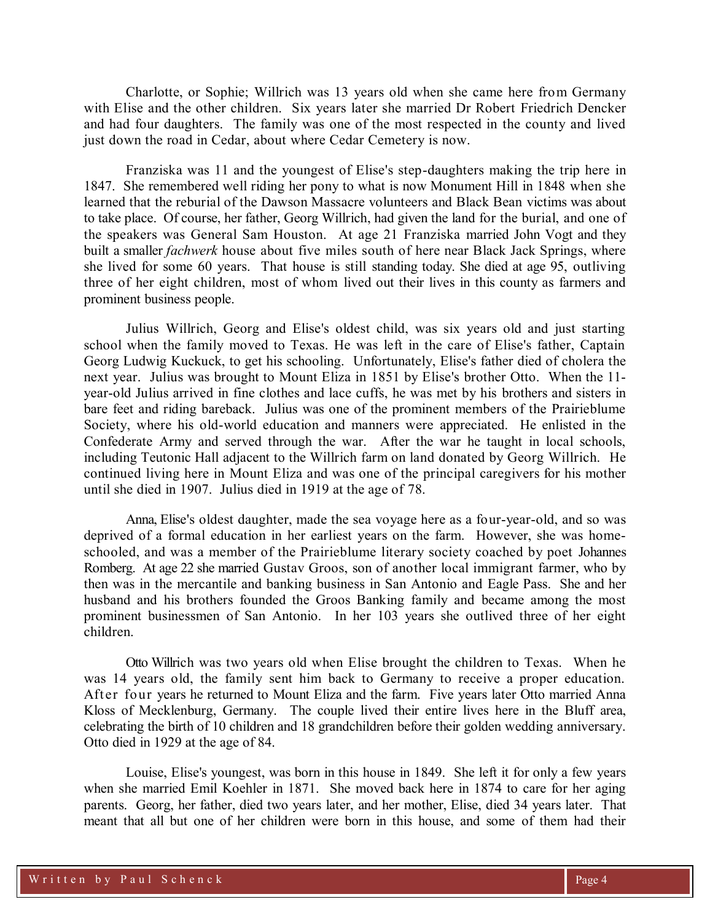Charlotte, or Sophie; Willrich was 13 years old when she came here from Germany with Elise and the other children. Six years later she married Dr Robert Friedrich Dencker and had four daughters. The family was one of the most respected in the county and lived just down the road in Cedar, about where Cedar Cemetery is now.

Franziska was 11 and the youngest of Elise's step-daughters making the trip here in 1847. She remembered well riding her pony to what is now Monument Hill in 1848 when she learned that the reburial of the Dawson Massacre volunteers and Black Bean victims was about to take place. Of course, her father, Georg Willrich, had given the land for the burial, and one of the speakers was General Sam Houston. At age 21 Franziska married John Vogt and they built a smaller *fachwerk* house about five miles south of here near Black Jack Springs, where she lived for some 60 years. That house is still standing today. She died at age 95, outliving three of her eight children, most of whom lived out their lives in this county as farmers and prominent business people.

Julius Willrich, Georg and Elise's oldest child, was six years old and just starting school when the family moved to Texas. He was left in the care of Elise's father, Captain Georg Ludwig Kuckuck, to get his schooling. Unfortunately, Elise's father died of cholera the next year. Julius was brought to Mount Eliza in 1851 by Elise's brother Otto. When the 11-year-old Julius arrived in fine clothes and lace cuffs, he was met by his brothers and sisters in bare feet and riding bareback. Julius was one of the prominent members of the Prairieblume Society, where his old-world education and manners were appreciated. He enlisted in the Confederate Army and served through the war. After the war he taught in local schools, including Teutonic Hall adjacent to the Willrich farm on land donated by Georg Willrich. He continued living here in Mount Eliza and was one of the principal caregivers for his mother until she died in 1907. Julius died in 1919 at the age of 78.

Anna, Elise's oldest daughter, made the sea voyage here as a four-year-old, and so was deprived of a formal education in her earliest years on the farm. However, she was home-schooled, and was a member of the Prairieblume literary society coached by poet Johannes Romberg. At age 22 she married Gustav Groos, son of another local immigrant farmer, who by then was in the mercantile and banking business in San Antonio and Eagle Pass. She and her husband and his brothers founded the Groos Banking family and became among the most prominent businessmen of San Antonio. In her 103 years she outlived three of her eight children.

Otto Willrich was two years old when Elise brought the children to Texas. When he was 14 years old, the family sent him back to Germany to receive a proper education. After four years he returned to Mount Eliza and the farm. Five years later Otto married Anna Kloss of Mecklenburg, Germany. The couple lived their entire lives here in the Bluff area, celebrating the birth of 10 children and 18 grandchildren before their golden wedding anniversary. Otto died in 1929 at the age of 84.

Louise, Elise's youngest, was born in this house in 1849. She left it for only a few years when she married Emil Koehler in 1871. She moved back here in 1874 to care for her aging parents. Georg, her father, died two years later, and her mother, Elise, died 34 years later. That meant that all but one of her children were born in this house, and some of them had their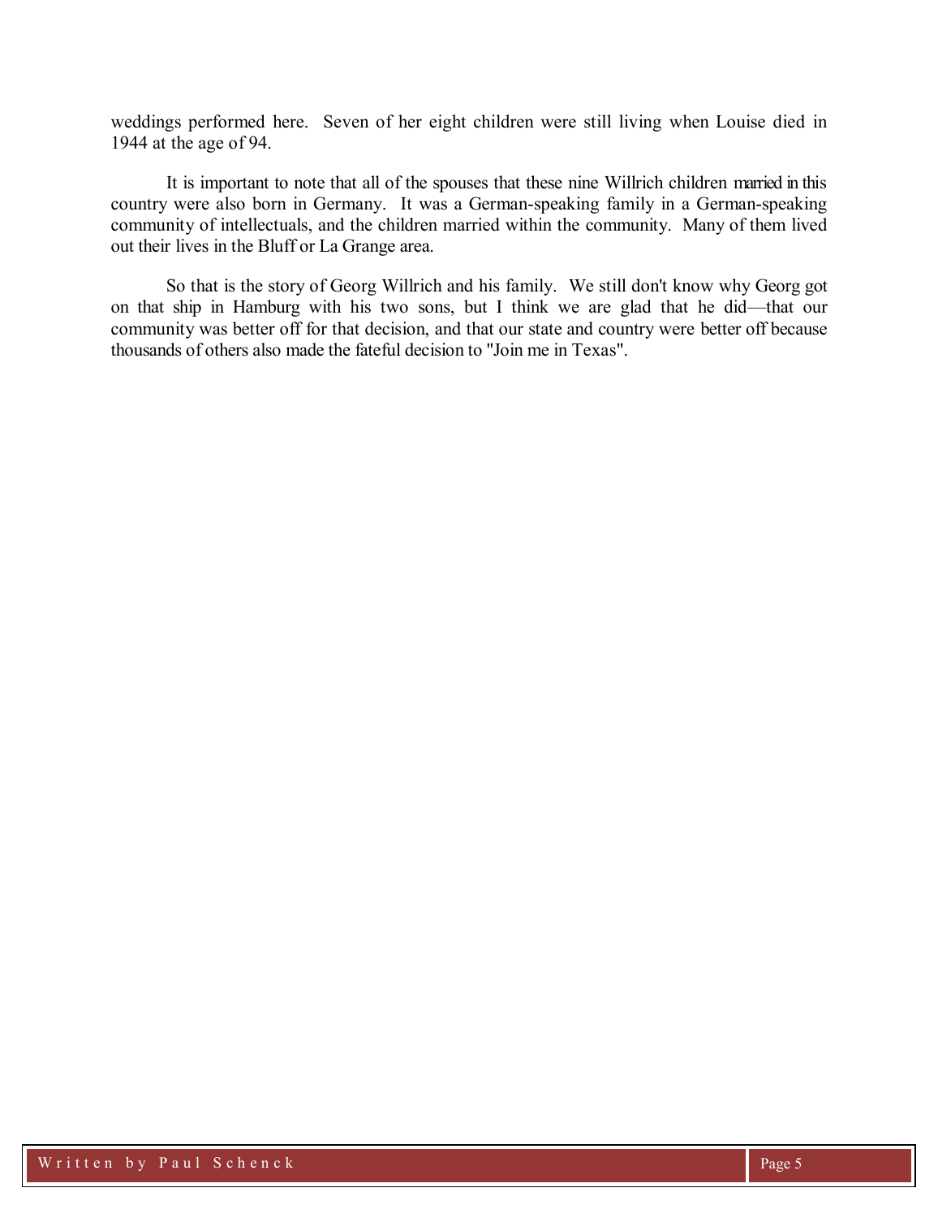weddings performed here. Seven of her eight children were still living when Louise died in 1944 at the age of 94.

It is important to note that all of the spouses that these nine Willrich children married in this country were also born in Germany. It was a German-speaking family in a German-speaking community of intellectuals, and the children married within the community. Many of them lived out their lives in the Bluff or La Grange area.

So that is the story of Georg Willrich and his family. We still don't know why Georg got on that ship in Hamburg with his two sons, but I think we are glad that he did—that our community was better off for that decision, and that our state and country were better off because thousands of others also made the fateful decision to "Join me in Texas".